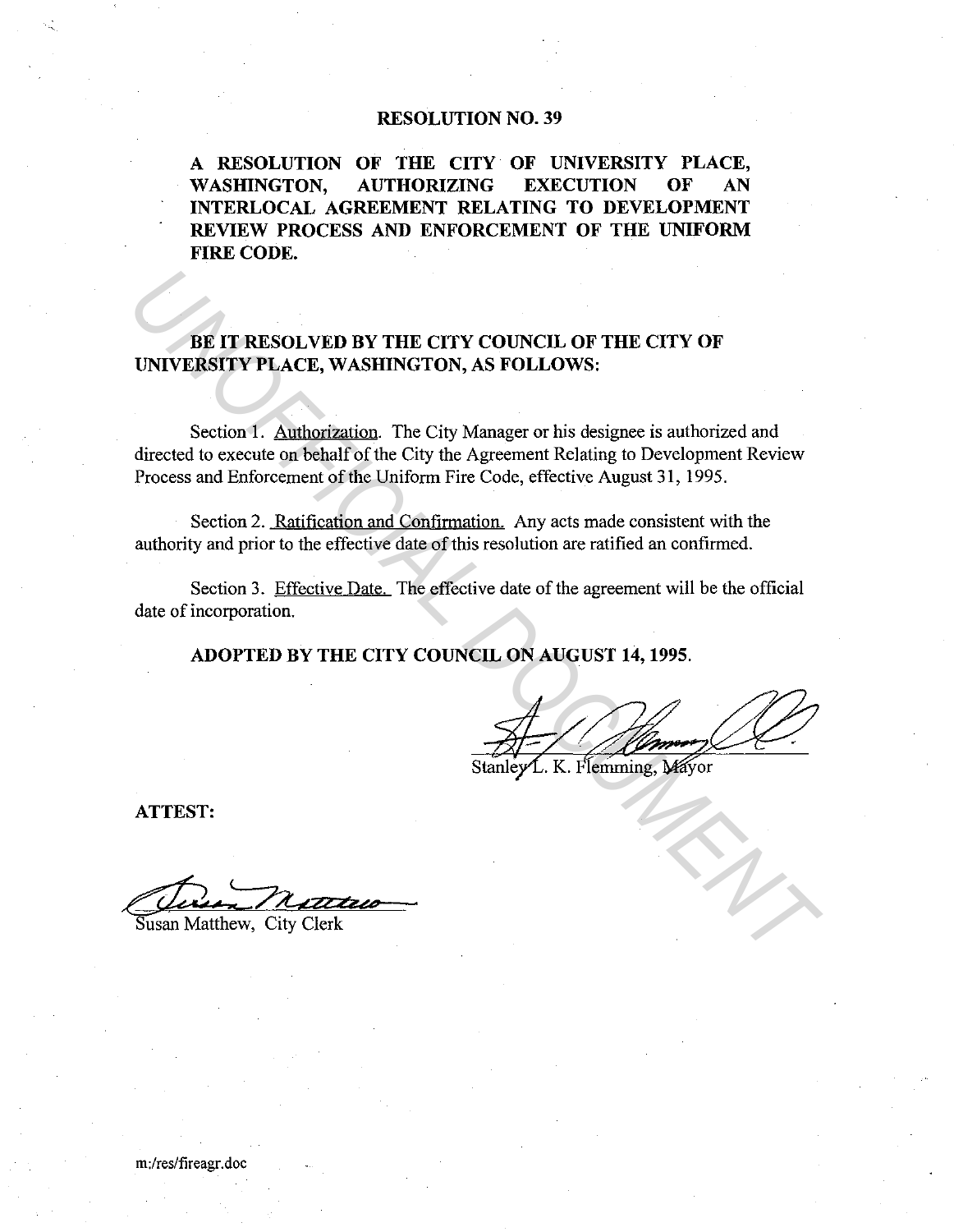# RESOLUTION NO. 39

**A RESOLUTION OF THE CITY OF UNIVERSITY PLACE, WASHINGTON, AUTHORIZING EXECUTION OF AN INTERLOCAL AGREEMENT RELATING TO DEVELOPMENT REVIEW PROCESS AND ENFORCEMENT OF THE UNIFORM FIRE CODE.**

**BE IT RESOLVED BY THE CITY COUNCIL OF THE CITY OF UNIVERSITY PLACE, WASHINGTON, AS FOLLOWS:**

Section 1. Authorization. The City Manager or his designee is authorized and directed to execute on behalf of the City the Agreement Relating to Development Review Process and Enforcement of the Uniform Fire Code, effective August 31, 1995.

Section 2. Ratification and Confirmation. Any acts made consistent with the authority and prior to the effective date of this resolution are ratified an confirmed.

Section 3. Effective Date. The effective date of the agreement will be the official date of incorporation.

**ADOPTED BY THE CITY COUNCIL ON AUGUST 14, 1995.**

Stanley L. K. Flemming, Mayor

**ATTEST:**

Susan Matthew, City Clerk

m:/res/fireagr.doc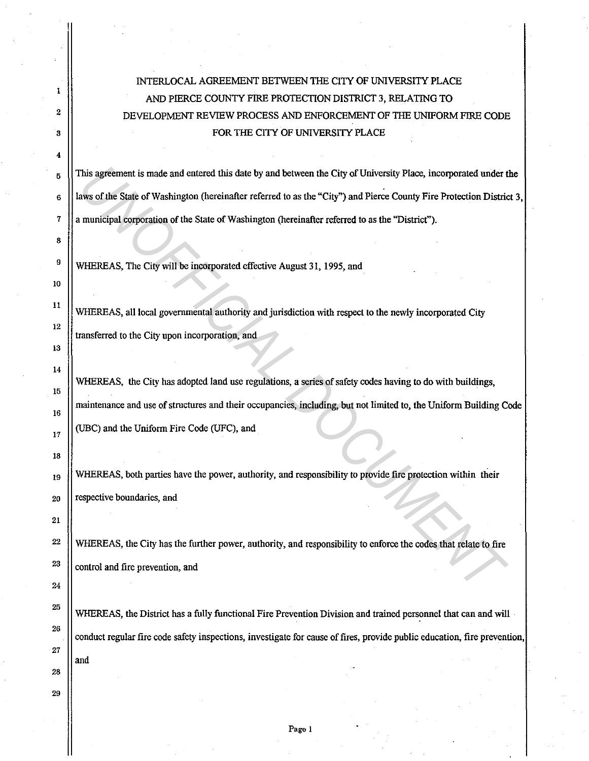# INTERLOCAL AGREEMENT BETWEEN THE CITY OF UNIVERSITY PLACE AND PIERCE COUNTY FIRE PROTECTION DISTRICT 3, RELATING TO DEVELOPMENT REVIEW PROCESS AND ENFORCEMENT OF THE UNIFORM FIRE CODE FOR THE CITY OF UNIVERSITY PLACE

This agreement is made and entered this date by and between the City of University Place, incorporated under the laws of the State of Washington (hereinafter referred to as the "City") and Pierce County Fire Protection District 3, a municipal corporation of the State of Washington (hereinafter referred to as the "District").

WHEREAS, The City will be incorporated effective August 31, 1995, and

WHEREAS, all local governmental authority and jurisdiction with respect to the newly incorporated City transferred to the City upon incorporation, and

WHEREAS, the City has adopted land use regulations, a series of safety codes having to do with buildings, maintenance and use of structures and their occupancies, including, but not limited to, the Uniform Building Code (UBC) and the Uniform Fire Code (UFC), and

WHEREAS, both parties have the power, authority, and responsibility to provide fire protection within their respective boundaries, and

WHEREAS, the City has the further power, authority, and responsibility to enforce the codes that relate to fire control and fire prevention, and

WHEREAS, the District has a fully functional Fire Prevention Division and trained personnel that can and will conduct regular fire code safety inspections, investigate for cause of fires, provide public education, fire prevention, and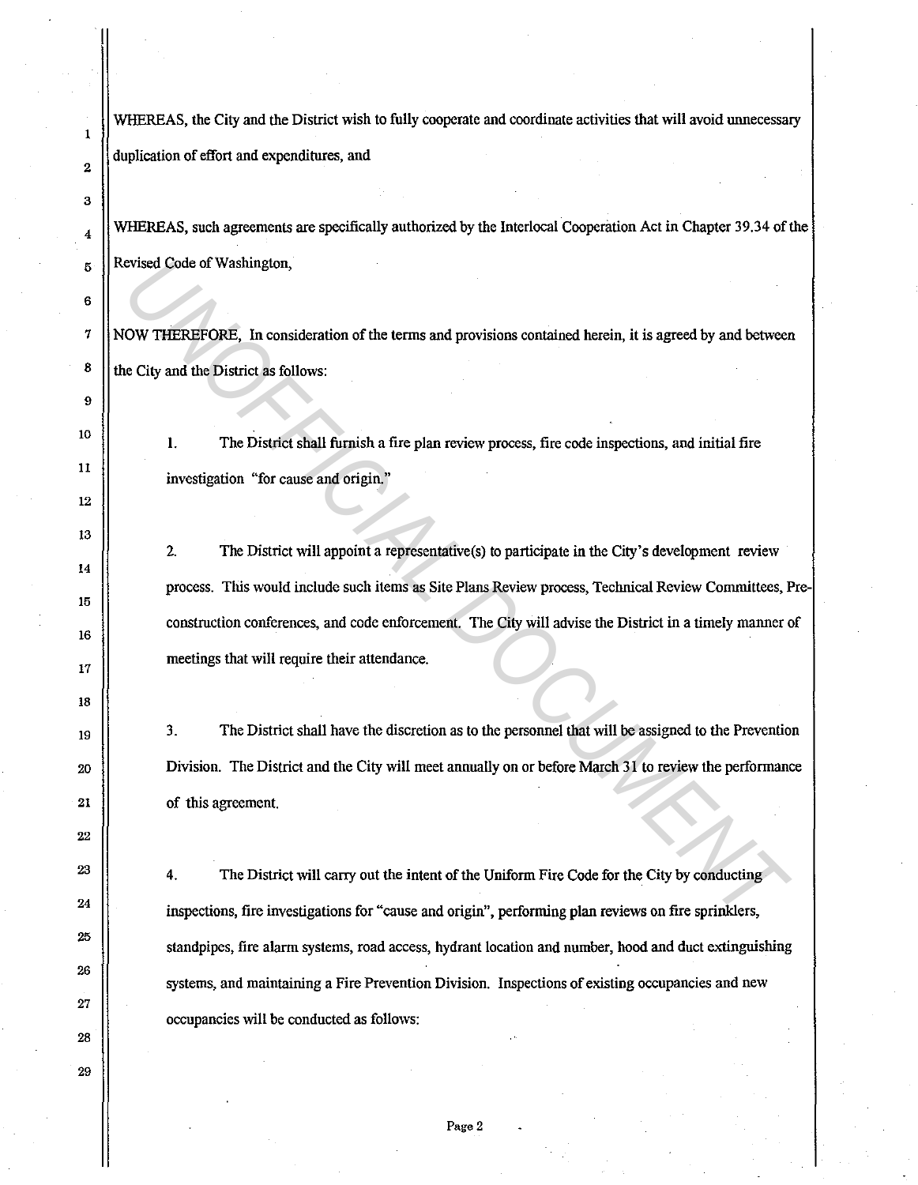WHEREAS, the City and the District wish to fully cooperate and coordinate activities that will avoid unnecessary duplication of effort and expenditures, and

WHEREAS, such agreements are specifically authorized by the Interlocal Cooperation Act in Chapter 39.34 of the Revised Code of Washington,

NOW THEREFORE, In consideration of the terms and provisions contained herein, it is agreed by and between the City and the District as follows:

1. The District shall furnish a fire plan review process, fire code inspections, and initial fire investigation "for cause and origin."

2. The District will appoint a representative(s) to participate in the City's development review process. This would include such items as Site Plans Review process, Technical Review Committees, Pre-construction conferences, and code enforcement. The City will advise the District in a timely manner of meetings that will require their attendance.

3. The District shall have the discretion as to the personnel that will be assigned to the Prevention Division. The District and the City will meet annually on or before March 31 to review the performance of this agreement.

4. The District will carry out the intent of the Uniform Fire Code for the City by conducting inspections, fire investigations for "cause and origin", performing plan reviews on fire sprinklers, standpipes, fire alarm systems, road access, hydrant location and number, hood and duct extinguishing systems, and maintaining a Fire Prevention Division. Inspections of existing occupancies and new occupancies will be conducted as follows: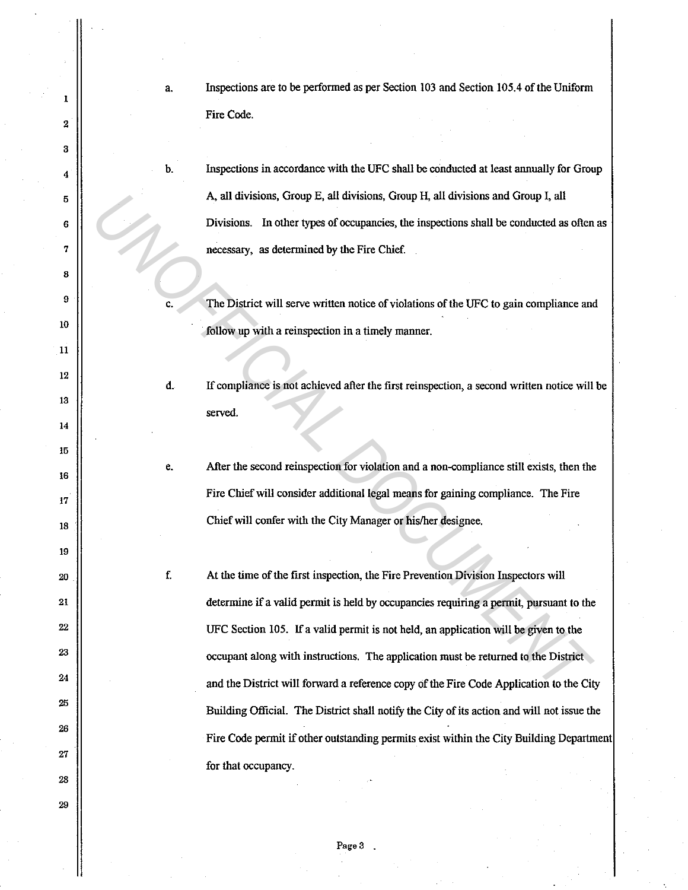a. Inspections are to be performed as per Section 103 and Section 105.4 of the Uniform Fire Code.

b. Inspections in accordance with the UFC shall be conducted at least annually for Group A, all divisions, Group E, all divisions, Group H, all divisions and Group I, all Divisions. In other types of occupancies, the inspections shall be conducted as often as necessary, as determined by the Fire Chief.

c. The District will serve written notice of violations of the UFC to gain compliance and follow up with a reinspection in a timely manner.

d. If compliance is not achieved after the first reinspection, a second written notice will be served.

e. After the second reinspection for violation and a non-compliance still exists, then the Fire Chief will consider additional legal means for gaining compliance. The Fire Chief will confer with the City Manager or his/her designee.

f. At the time of the first inspection, the Fire Prevention Division Inspectors will determine if a valid permit is held by occupancies requiring a permit, pursuant to the UFC Section 105. If a valid permit is not held, an application will be given to the occupant along with instructions. The application must be returned to the District and the District will forward a reference copy of the Fire Code Application to the City Building Official. The District shall notify the City of its action and will not issue the Fire Code permit if other outstanding permits exist within the City Building Department for that occupancy.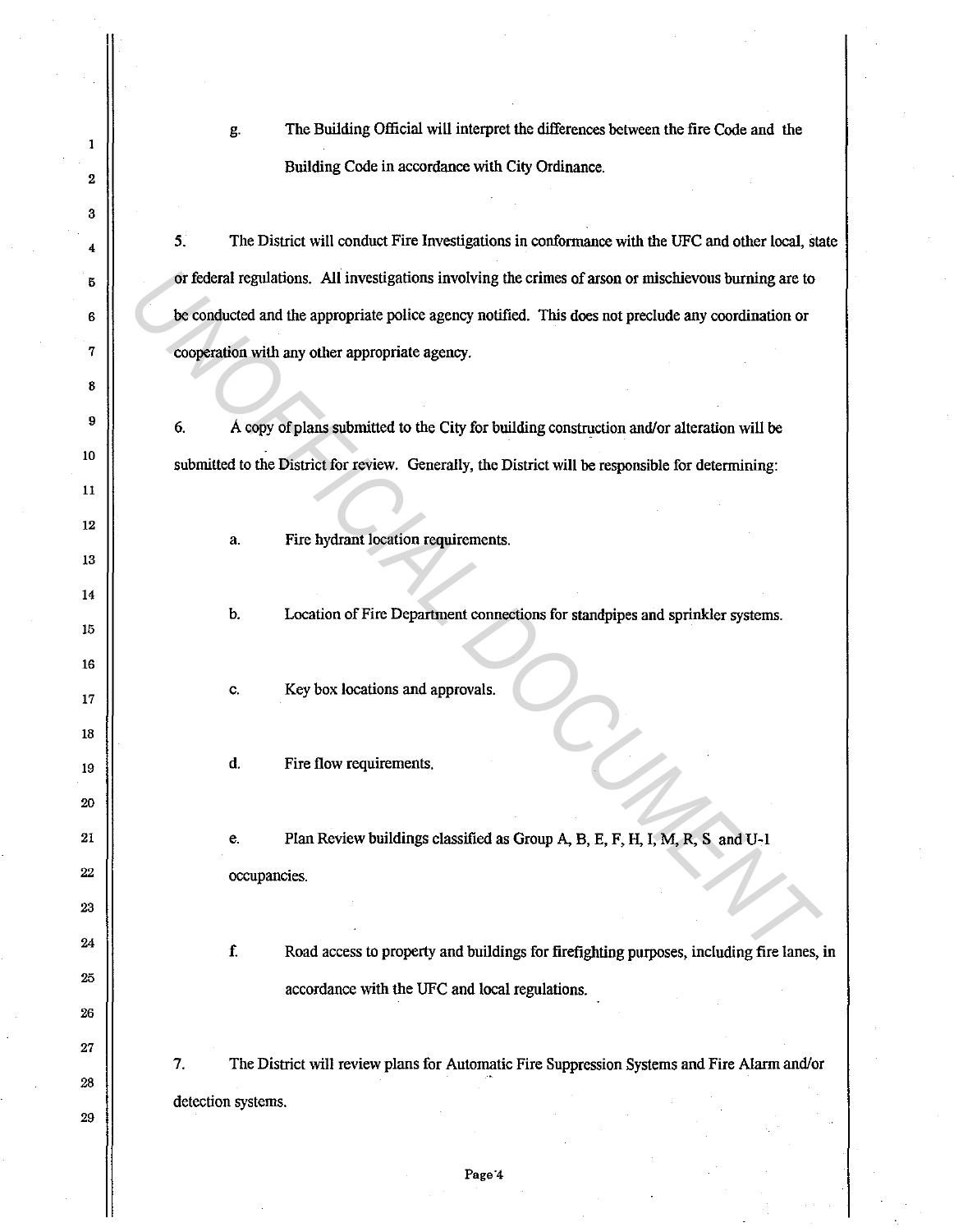g. The Building Official will interpret the differences between the fire Code and the Building Code in accordance with City Ordinance.

5. The District will conduct Fire Investigations in conformance with the UFC and other local, state or federal regulations. All investigations involving the crimes of arson or mischievous burning are to be conducted and the appropriate police agency notified. This does not preclude any coordination or cooperation with any other appropriate agency.

6. A copy of plans submitted to the City for building construction and/or alteration will be submitted to the District for review. Generally, the District will be responsible for determining:

a. Fire hydrant location requirements.

b. Location of Fire Department connections for standpipes and sprinkler systems.

c. Key box locations and approvals.

d. Fire flow requirements.

e. Plan Review buildings classified as Group A, B, E, F, H, I, M, R, S and U-1 occupancies.

f. Road access to property and buildings for firefighting purposes, including fire lanes, in accordance with the UFC and local regulations.

7. The District will review plans for Automatic Fire Suppression Systems and Fire Alarm and/or detection systems.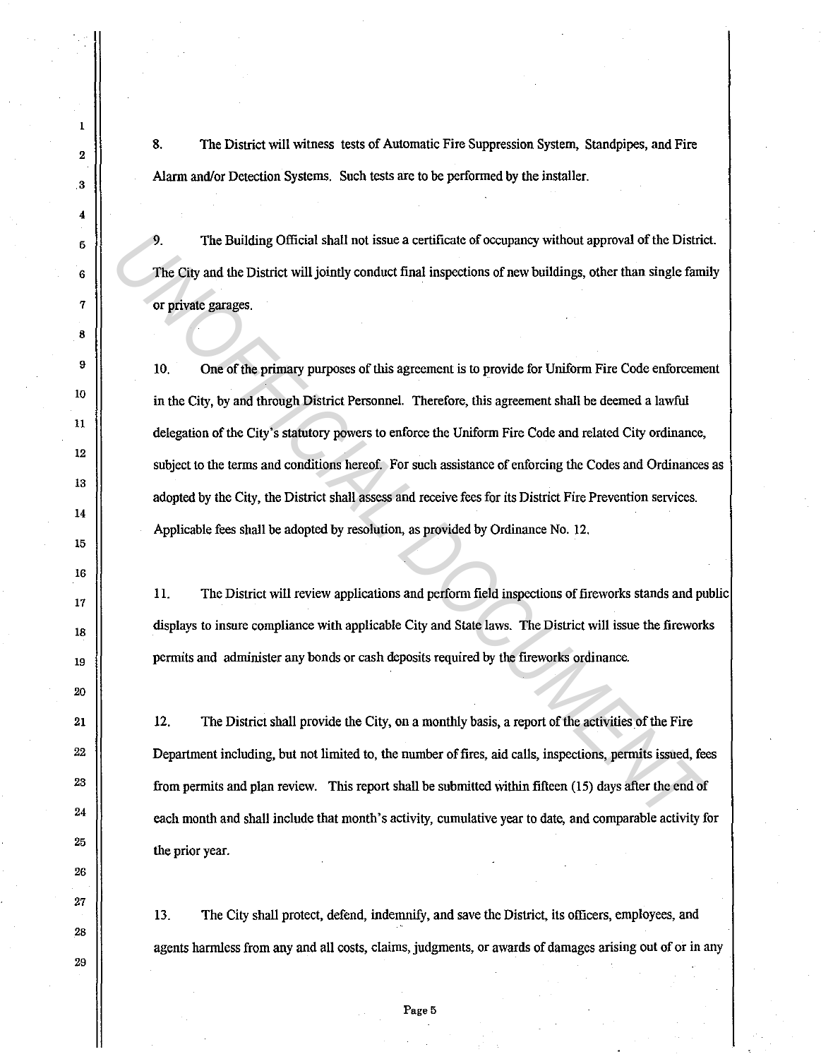8. The District will witness tests of Automatic Fire Suppression System, Standpipes, and Fire Alarm and/or Detection Systems. Such tests are to be performed by the installer.

9. The Building Official shall not issue a certificate of occupancy without approval of the District. The City and the District will jointly conduct final inspections of new buildings, other than single family or private garages.

10. One of the primary purposes of this agreement is to provide for Uniform Fire Code enforcement in the City, by and through District Personnel. Therefore, this agreement shall be deemed a lawful delegation of the City's statutory powers to enforce the Uniform Fire Code and related City ordinance, subject to the terms and conditions hereof. For such assistance of enforcing the Codes and Ordinances as adopted by the City, the District shall assess and receive fees for its District Fire Prevention services. Applicable fees shall be adopted by resolution, as provided by Ordinance No. 12.

11. The District will review applications and perform field inspections of fireworks stands and public displays to insure compliance with applicable City and State laws. The District will issue the fireworks permits and administer any bonds or cash deposits required by the fireworks ordinance.

12. The District shall provide the City, on a monthly basis, a report of the activities of the Fire Department including, but not limited to, the number of fires, aid calls, inspections, permits issued, fees from permits and plan review. This report shall be submitted within fifteen (15) days after the end of each month and shall include that month's activity, cumulative year to date, and comparable activity for the prior year.

13. The City shall protect, defend, indemnify, and save the District, its officers, employees, and agents harmless from any and all costs, claims, judgments, or awards of damages arising out of or in any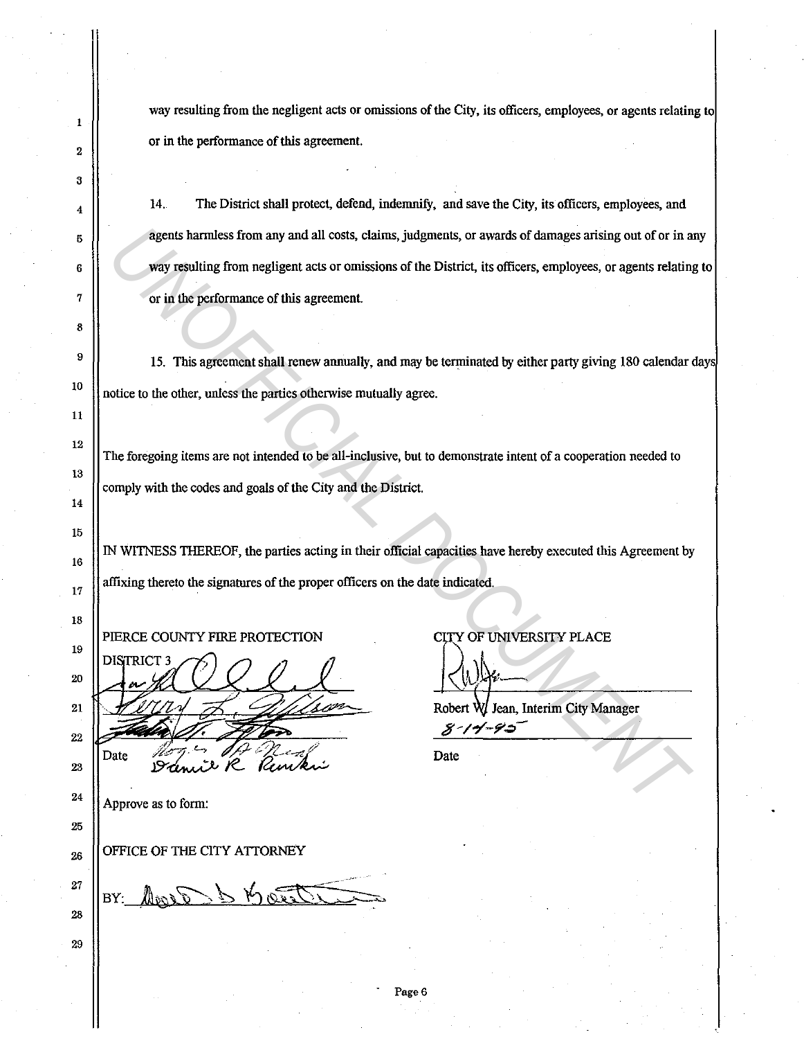way resulting from the negligent acts or omissions of the City, its officers, employees, or agents relating to or in the performance of this agreement.

14. The District shall protect, defend, indemnify, and save the City, its officers, employees, and agents harmless from any and all costs, claims, judgments, or awards of damages arising out of or in any way resulting from negligent acts or omissions of the District, its officers, employees, or agents relating to or in the performance of this agreement.

15. This agreement shall renew annually, and may be terminated by either party giving 180 calendar days notice to the other, unless the parties otherwise mutually agree.

The foregoing items are not intended to be all-inclusive, but to demonstrate intent of a cooperation needed to comply with the codes and goals of the City and the District.

IN WITNESS THEREOF, the parties acting in their official capacities have hereby executed this Agreement by affixing thereto the signatures of the proper officers on the date indicated.

PIERCE COUNTY FIRE PROTECTION DISTRICT 3

Date

CITY OF UNIVERSITY PLACE

Robert W. Jean, Interim City Manager

8-14-95

Date

Approve as to form:

OFFICE OF THE CITY ATTORNEY

BY: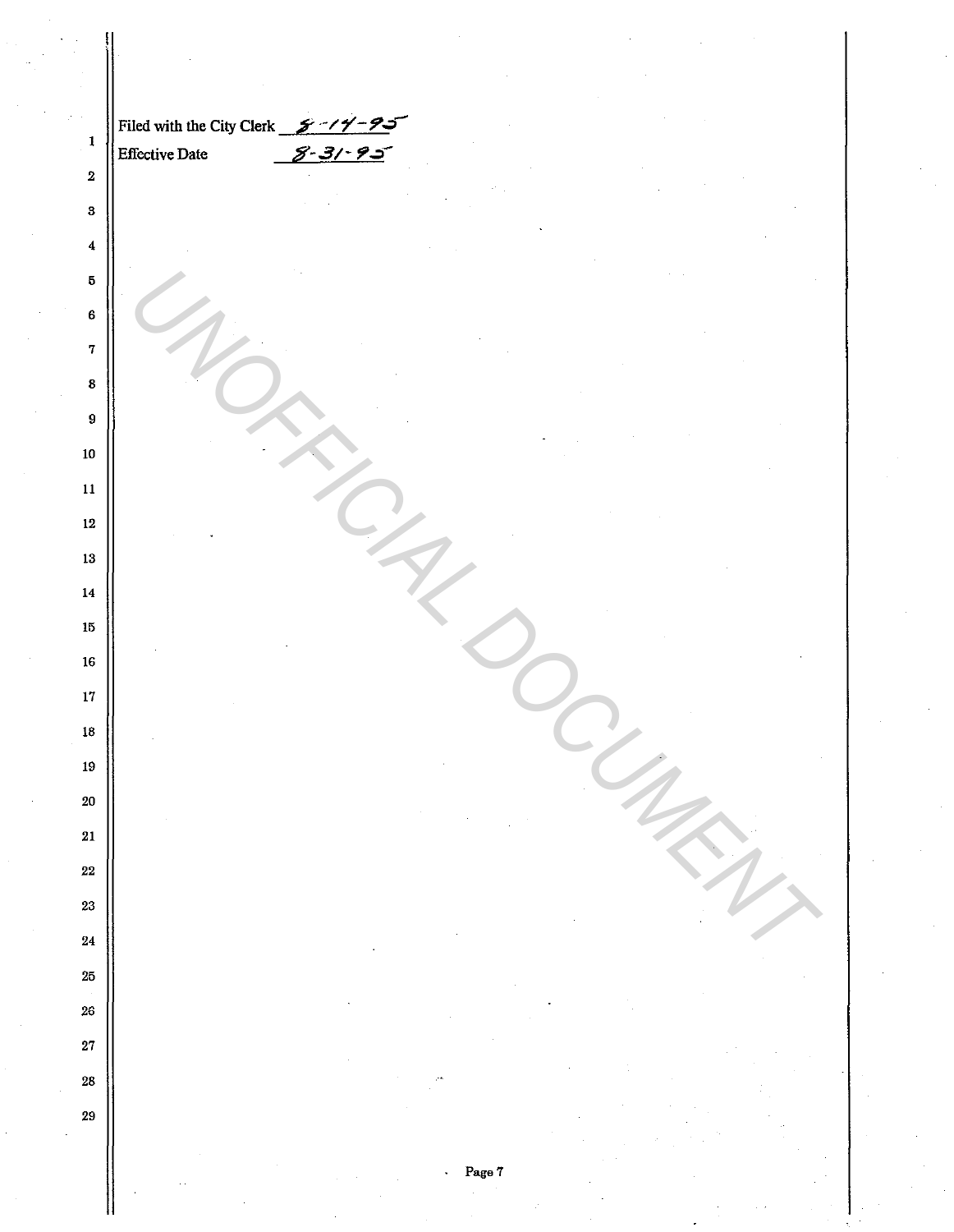Filed with the City Clerk 8-14-95

Effective Date 8-31-95